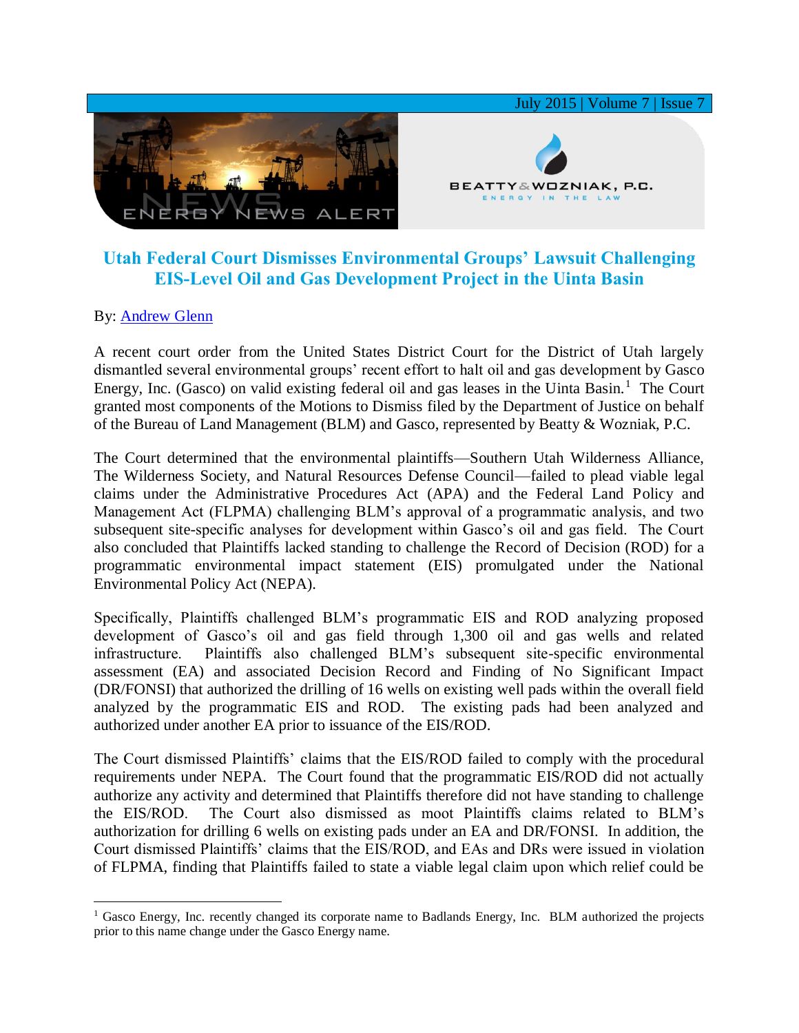# Utah Federal Court Dismisses Environmental Groups' Lawsuit Challenging EIS-Level Oil and Gas Development Project in the Uinta Basin

By: Andrew Glenn

A recent court order from the United States District Court for the District of Utah largely dismantled several environmental groups' recent effort to halt oil and gas development by Gasco Energy, Inc. (Gasco) on valid existing federal oil and gas leases in the Uinta Basin.[1] The Court granted most components of the Motions to Dismiss filed by the Department of Justice on behalf of the Bureau of Land Management (BLM) and Gasco, represented by Beatty & Wozniak, P.C.

The Court determined that the environmental plaintiffs—Southern Utah Wilderness Alliance, The Wilderness Society, and Natural Resources Defense Council—failed to plead viable legal claims under the Administrative Procedures Act (APA) and the Federal Land Policy and Management Act (FLPMA) challenging BLM's approval of a programmatic analysis, and two subsequent site-specific analyses for development within Gasco's oil and gas field. The Court also concluded that Plaintiffs lacked standing to challenge the Record of Decision (ROD) for a programmatic environmental impact statement (EIS) promulgated under the National Environmental Policy Act (NEPA).

Specifically, Plaintiffs challenged BLM's programmatic EIS and ROD analyzing proposed development of Gasco's oil and gas field through 1,300 oil and gas wells and related infrastructure. Plaintiffs also challenged BLM's subsequent site-specific environmental assessment (EA) and associated Decision Record and Finding of No Significant Impact (DR/FONSI) that authorized the drilling of 16 wells on existing well pads within the overall field analyzed by the programmatic EIS and ROD. The existing pads had been analyzed and authorized under another EA prior to issuance of the EIS/ROD.

The Court dismissed Plaintiffs' claims that the EIS/ROD failed to comply with the procedural requirements under NEPA. The Court found that the programmatic EIS/ROD did not actually authorize any activity and determined that Plaintiffs therefore did not have standing to challenge the EIS/ROD. The Court also dismissed as moot Plaintiffs claims related to BLM's authorization for drilling 6 wells on existing pads under an EA and DR/FONSI. In addition, the Court dismissed Plaintiffs' claims that the EIS/ROD, and EAs and DRs were issued in violation of FLPMA, finding that Plaintiffs failed to state a viable legal claim upon which relief could be

[1] Gasco Energy, Inc. recently changed its corporate name to Badlands Energy, Inc. BLM authorized the projects prior to this name change under the Gasco Energy name.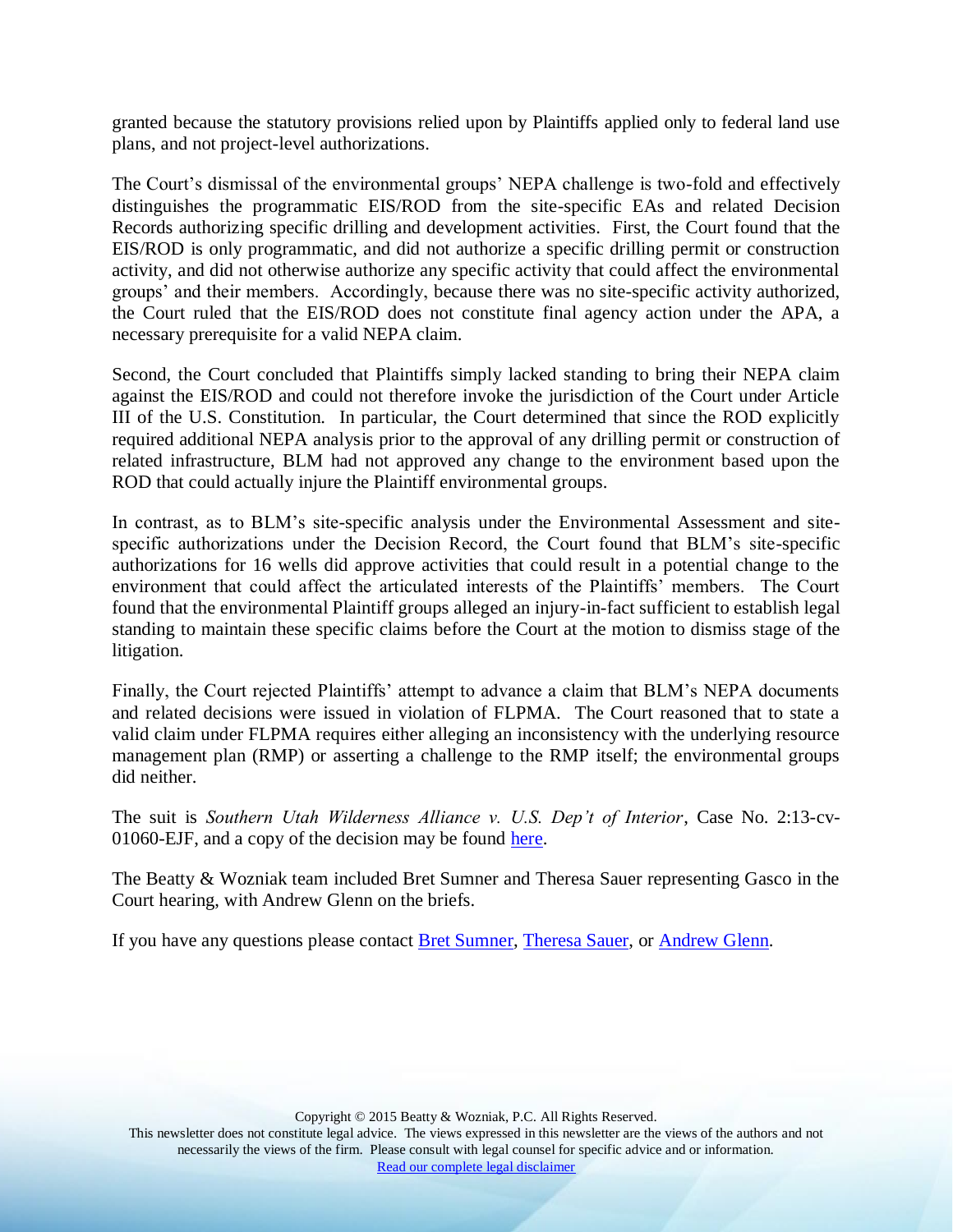granted because the statutory provisions relied upon by Plaintiffs applied only to federal land use plans, and not project-level authorizations.

The Court's dismissal of the environmental groups' NEPA challenge is two-fold and effectively distinguishes the programmatic EIS/ROD from the site-specific EAs and related Decision Records authorizing specific drilling and development activities. First, the Court found that the EIS/ROD is only programmatic, and did not authorize a specific drilling permit or construction activity, and did not otherwise authorize any specific activity that could affect the environmental groups' and their members. Accordingly, because there was no site-specific activity authorized, the Court ruled that the EIS/ROD does not constitute final agency action under the APA, a necessary prerequisite for a valid NEPA claim.

Second, the Court concluded that Plaintiffs simply lacked standing to bring their NEPA claim against the EIS/ROD and could not therefore invoke the jurisdiction of the Court under Article III of the U.S. Constitution. In particular, the Court determined that since the ROD explicitly required additional NEPA analysis prior to the approval of any drilling permit or construction of related infrastructure, BLM had not approved any change to the environment based upon the ROD that could actually injure the Plaintiff environmental groups.

In contrast, as to BLM's site-specific analysis under the Environmental Assessment and site-specific authorizations under the Decision Record, the Court found that BLM's site-specific authorizations for 16 wells did approve activities that could result in a potential change to the environment that could affect the articulated interests of the Plaintiffs' members. The Court found that the environmental Plaintiff groups alleged an injury-in-fact sufficient to establish legal standing to maintain these specific claims before the Court at the motion to dismiss stage of the litigation.

Finally, the Court rejected Plaintiffs' attempt to advance a claim that BLM's NEPA documents and related decisions were issued in violation of FLPMA. The Court reasoned that to state a valid claim under FLPMA requires either alleging an inconsistency with the underlying resource management plan (RMP) or asserting a challenge to the RMP itself; the environmental groups did neither.

The suit is *Southern Utah Wilderness Alliance v. U.S. Dep't of Interior*, Case No. 2:13-cv-01060-EJF, and a copy of the decision may be found here.

The Beatty & Wozniak team included Bret Sumner and Theresa Sauer representing Gasco in the Court hearing, with Andrew Glenn on the briefs.

If you have any questions please contact Bret Sumner, Theresa Sauer, or Andrew Glenn.

Copyright © 2015 Beatty & Wozniak, P.C. All Rights Reserved.
This newsletter does not constitute legal advice. The views expressed in this newsletter are the views of the authors and not necessarily the views of the firm. Please consult with legal counsel for specific advice and or information.
Read our complete legal disclaimer